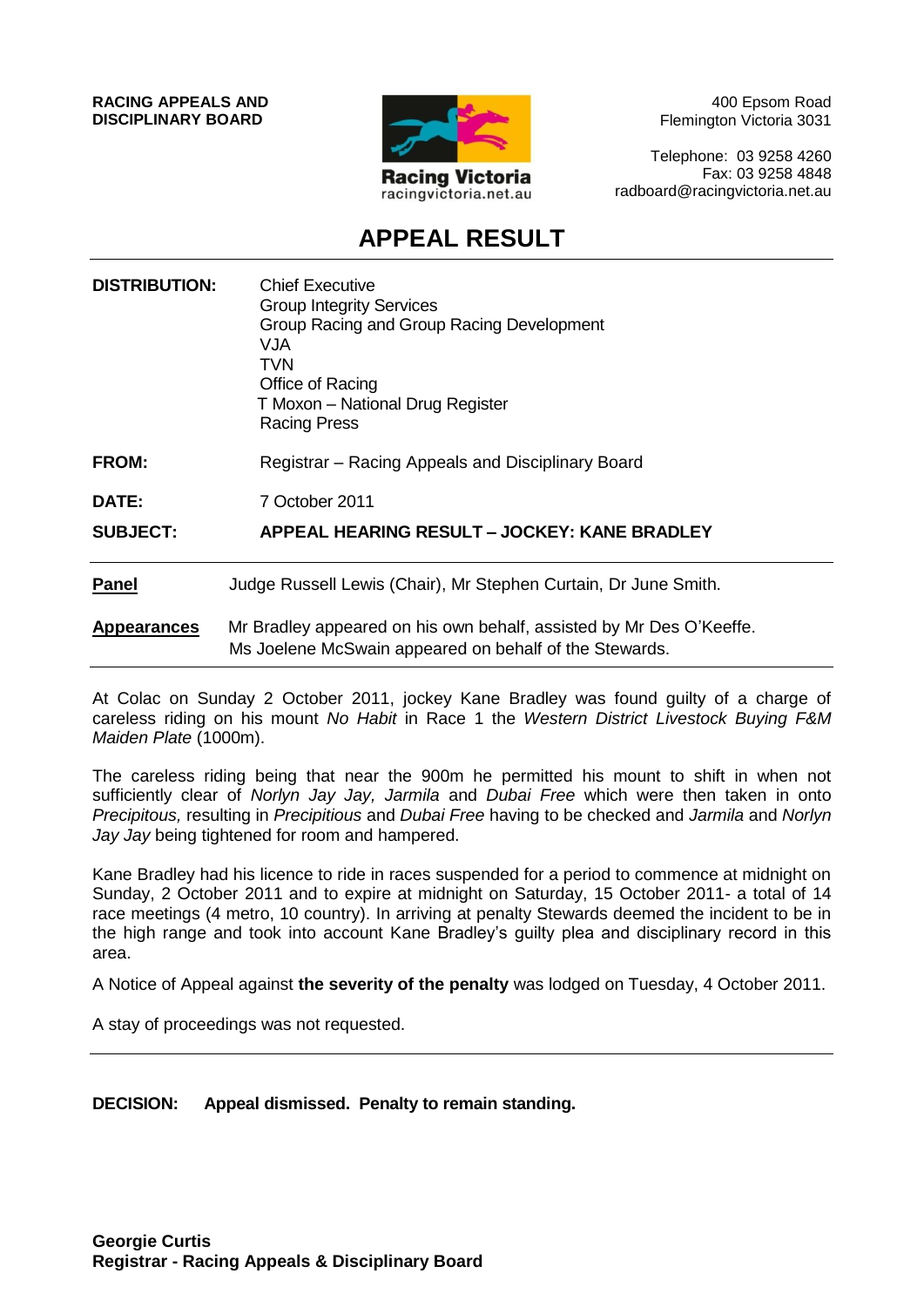**RACING APPEALS AND DISCIPLINARY BOARD**

Racing Victoria
racingvictoria.net.au

400 Epsom Road
Flemington Victoria 3031

Telephone: 03 9258 4260
Fax: 03 9258 4848
radboard@racingvictoria.net.au

# APPEAL RESULT

**DISTRIBUTION:** Chief Executive
Group Integrity Services
Group Racing and Group Racing Development
VJA
TVN
Office of Racing
T Moxon – National Drug Register
Racing Press

**FROM:** Registrar – Racing Appeals and Disciplinary Board

**DATE:** 7 October 2011

**SUBJECT:** **APPEAL HEARING RESULT – JOCKEY: KANE BRADLEY**

---

**Panel** Judge Russell Lewis (Chair), Mr Stephen Curtain, Dr June Smith.

**Appearances** Mr Bradley appeared on his own behalf, assisted by Mr Des O'Keeffe.
Ms Joelene McSwain appeared on behalf of the Stewards.

---

At Colac on Sunday 2 October 2011, jockey Kane Bradley was found guilty of a charge of careless riding on his mount *No Habit* in Race 1 the *Western District Livestock Buying F&M Maiden Plate* (1000m).

The careless riding being that near the 900m he permitted his mount to shift in when not sufficiently clear of *Norlyn Jay Jay, Jarmila* and *Dubai Free* which were then taken in onto *Precipitous,* resulting in *Precipitious* and *Dubai Free* having to be checked and *Jarmila* and *Norlyn Jay Jay* being tightened for room and hampered.

Kane Bradley had his licence to ride in races suspended for a period to commence at midnight on Sunday, 2 October 2011 and to expire at midnight on Saturday, 15 October 2011- a total of 14 race meetings (4 metro, 10 country). In arriving at penalty Stewards deemed the incident to be in the high range and took into account Kane Bradley's guilty plea and disciplinary record in this area.

A Notice of Appeal against **the severity of the penalty** was lodged on Tuesday, 4 October 2011.

A stay of proceedings was not requested.

---

**DECISION:** **Appeal dismissed. Penalty to remain standing.**

**Georgie Curtis**
**Registrar - Racing Appeals & Disciplinary Board**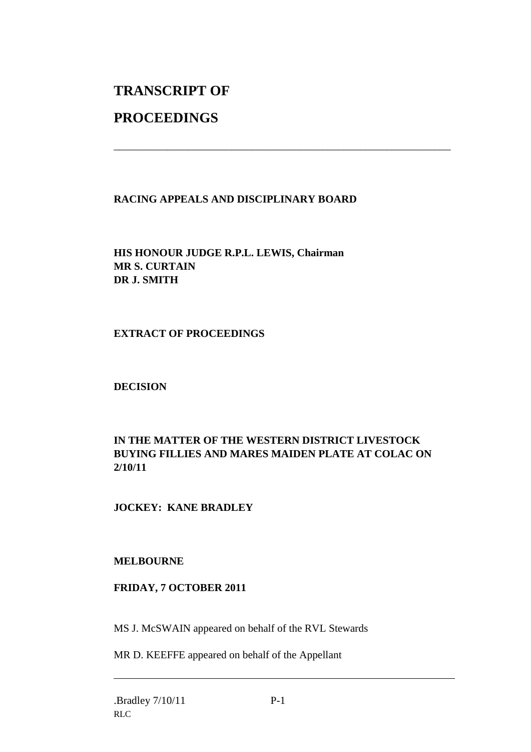# TRANSCRIPT OF

# PROCEEDINGS

---

**RACING APPEALS AND DISCIPLINARY BOARD**

**HIS HONOUR JUDGE R.P.L. LEWIS, Chairman**
**MR S. CURTAIN**
**DR J. SMITH**

**EXTRACT OF PROCEEDINGS**

**DECISION**

**IN THE MATTER OF THE WESTERN DISTRICT LIVESTOCK BUYING FILLIES AND MARES MAIDEN PLATE AT COLAC ON 2/10/11**

**JOCKEY: KANE BRADLEY**

**MELBOURNE**

**FRIDAY, 7 OCTOBER 2011**

MS J. McSWAIN appeared on behalf of the RVL Stewards

MR D. KEEFFE appeared on behalf of the Appellant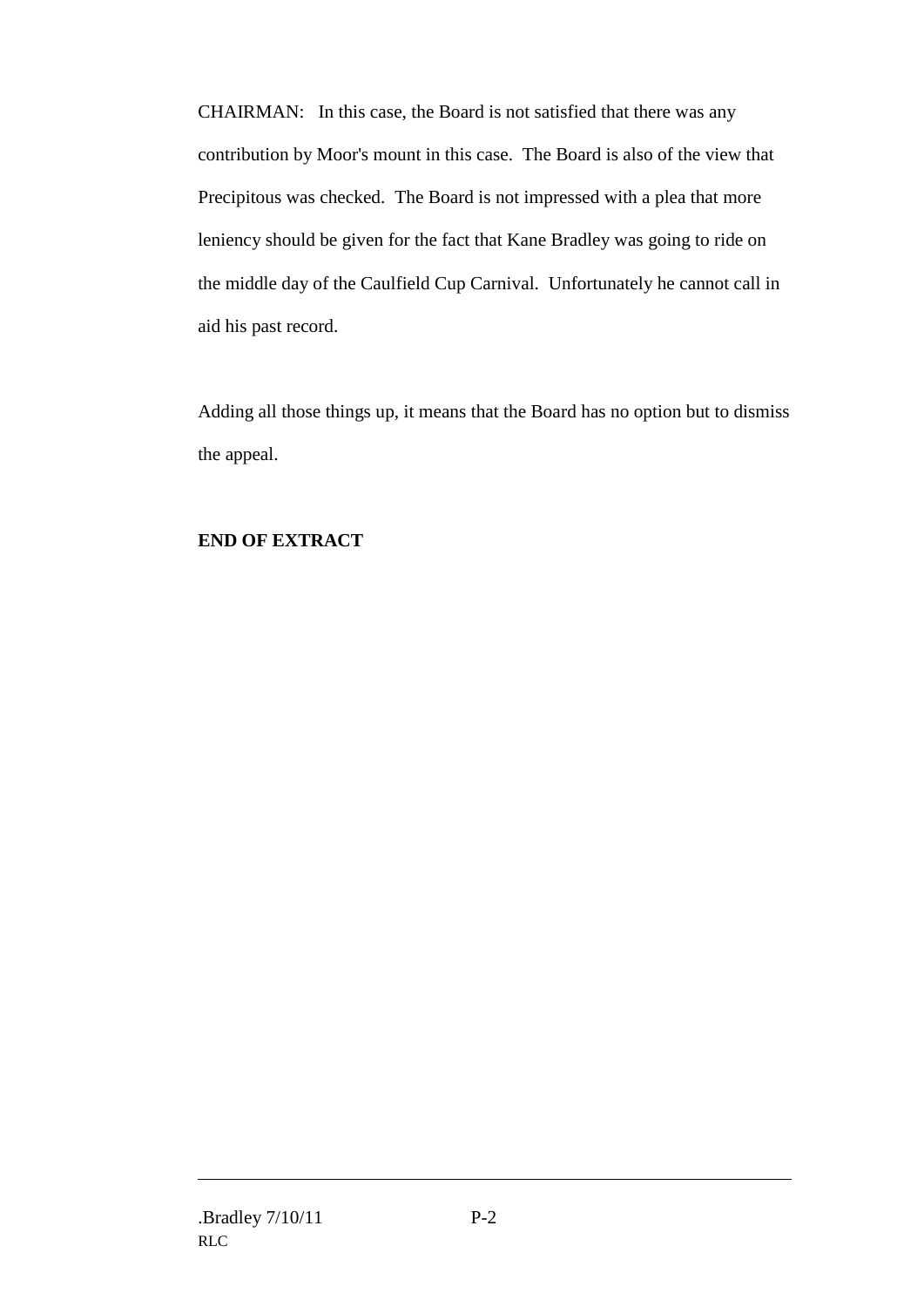CHAIRMAN: In this case, the Board is not satisfied that there was any contribution by Moor's mount in this case. The Board is also of the view that Precipitous was checked. The Board is not impressed with a plea that more leniency should be given for the fact that Kane Bradley was going to ride on the middle day of the Caulfield Cup Carnival. Unfortunately he cannot call in aid his past record.

Adding all those things up, it means that the Board has no option but to dismiss the appeal.

**END OF EXTRACT**